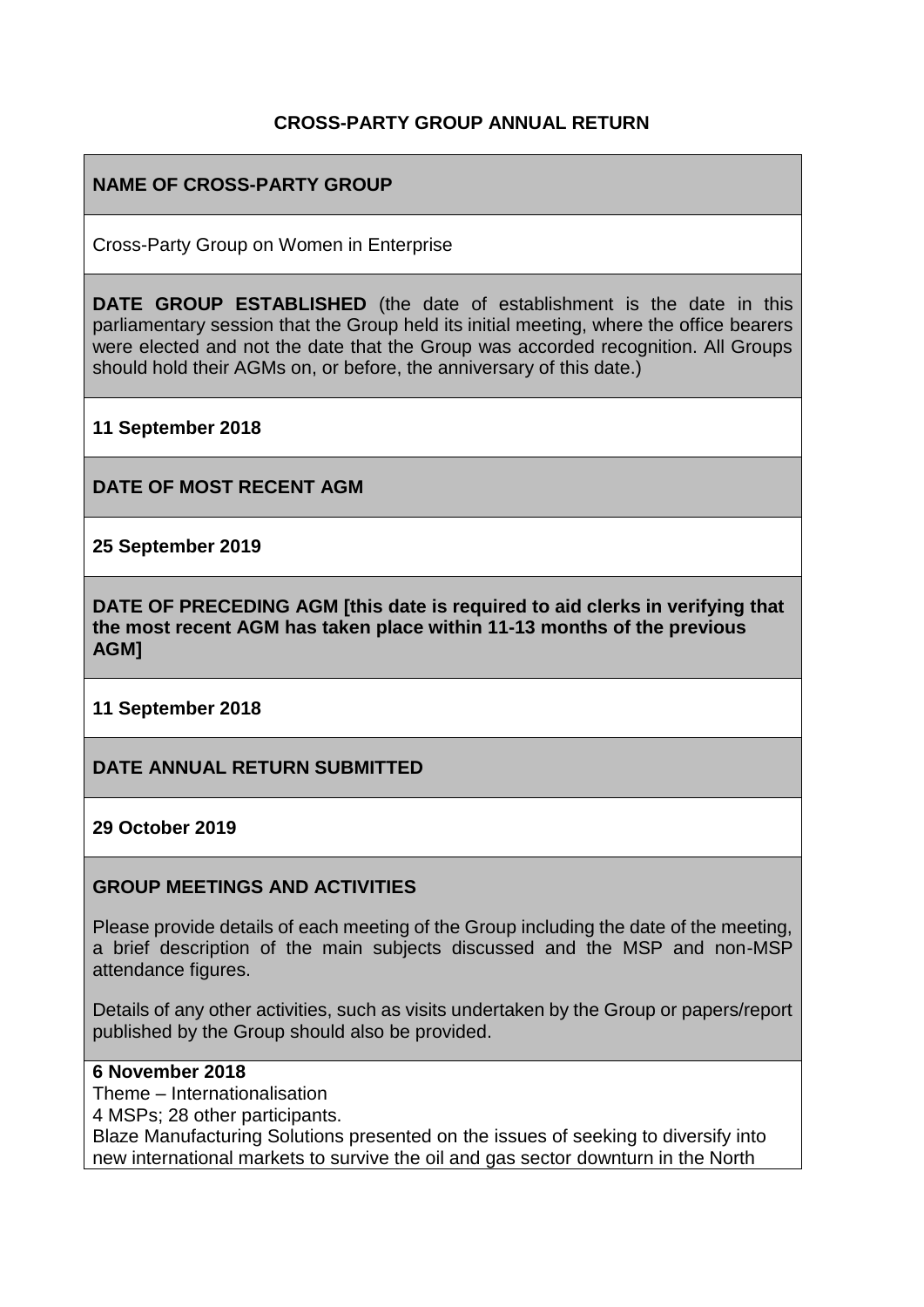**CROSS-PARTY GROUP ANNUAL RETURN**

**NAME OF CROSS-PARTY GROUP**

Cross-Party Group on Women in Enterprise

**DATE GROUP ESTABLISHED** (the date of establishment is the date in this parliamentary session that the Group held its initial meeting, where the office bearers were elected and not the date that the Group was accorded recognition. All Groups should hold their AGMs on, or before, the anniversary of this date.)

**11 September 2018**

**DATE OF MOST RECENT AGM**

**25 September 2019**

**DATE OF PRECEDING AGM [this date is required to aid clerks in verifying that the most recent AGM has taken place within 11-13 months of the previous AGM]**

**11 September 2018**

**DATE ANNUAL RETURN SUBMITTED**

**29 October 2019**

**GROUP MEETINGS AND ACTIVITIES**

Please provide details of each meeting of the Group including the date of the meeting, a brief description of the main subjects discussed and the MSP and non-MSP attendance figures.

Details of any other activities, such as visits undertaken by the Group or papers/report published by the Group should also be provided.

**6 November 2018**
Theme – Internationalisation
4 MSPs; 28 other participants.
Blaze Manufacturing Solutions presented on the issues of seeking to diversify into new international markets to survive the oil and gas sector downturn in the North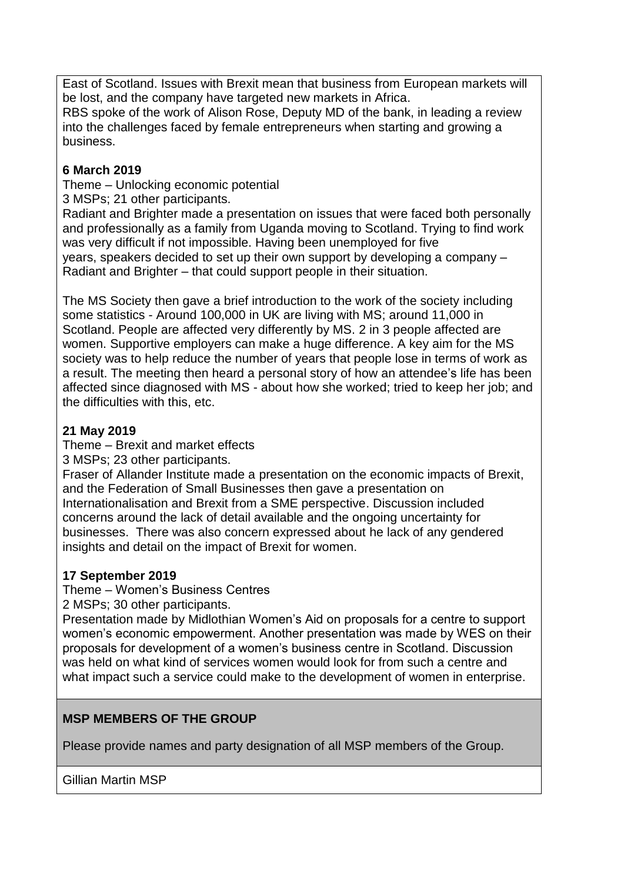East of Scotland. Issues with Brexit mean that business from European markets will be lost, and the company have targeted new markets in Africa.
RBS spoke of the work of Alison Rose, Deputy MD of the bank, in leading a review into the challenges faced by female entrepreneurs when starting and growing a business.

**6 March 2019**
Theme – Unlocking economic potential
3 MSPs; 21 other participants.
Radiant and Brighter made a presentation on issues that were faced both personally and professionally as a family from Uganda moving to Scotland. Trying to find work was very difficult if not impossible. Having been unemployed for five years, speakers decided to set up their own support by developing a company – Radiant and Brighter – that could support people in their situation.

The MS Society then gave a brief introduction to the work of the society including some statistics - Around 100,000 in UK are living with MS; around 11,000 in Scotland. People are affected very differently by MS. 2 in 3 people affected are women. Supportive employers can make a huge difference. A key aim for the MS society was to help reduce the number of years that people lose in terms of work as a result. The meeting then heard a personal story of how an attendee's life has been affected since diagnosed with MS - about how she worked; tried to keep her job; and the difficulties with this, etc.

**21 May 2019**
Theme – Brexit and market effects
3 MSPs; 23 other participants.
Fraser of Allander Institute made a presentation on the economic impacts of Brexit, and the Federation of Small Businesses then gave a presentation on Internationalisation and Brexit from a SME perspective. Discussion included concerns around the lack of detail available and the ongoing uncertainty for businesses. There was also concern expressed about he lack of any gendered insights and detail on the impact of Brexit for women.

**17 September 2019**
Theme – Women's Business Centres
2 MSPs; 30 other participants.
Presentation made by Midlothian Women's Aid on proposals for a centre to support women's economic empowerment. Another presentation was made by WES on their proposals for development of a women's business centre in Scotland. Discussion was held on what kind of services women would look for from such a centre and what impact such a service could make to the development of women in enterprise.

**MSP MEMBERS OF THE GROUP**

Please provide names and party designation of all MSP members of the Group.

Gillian Martin MSP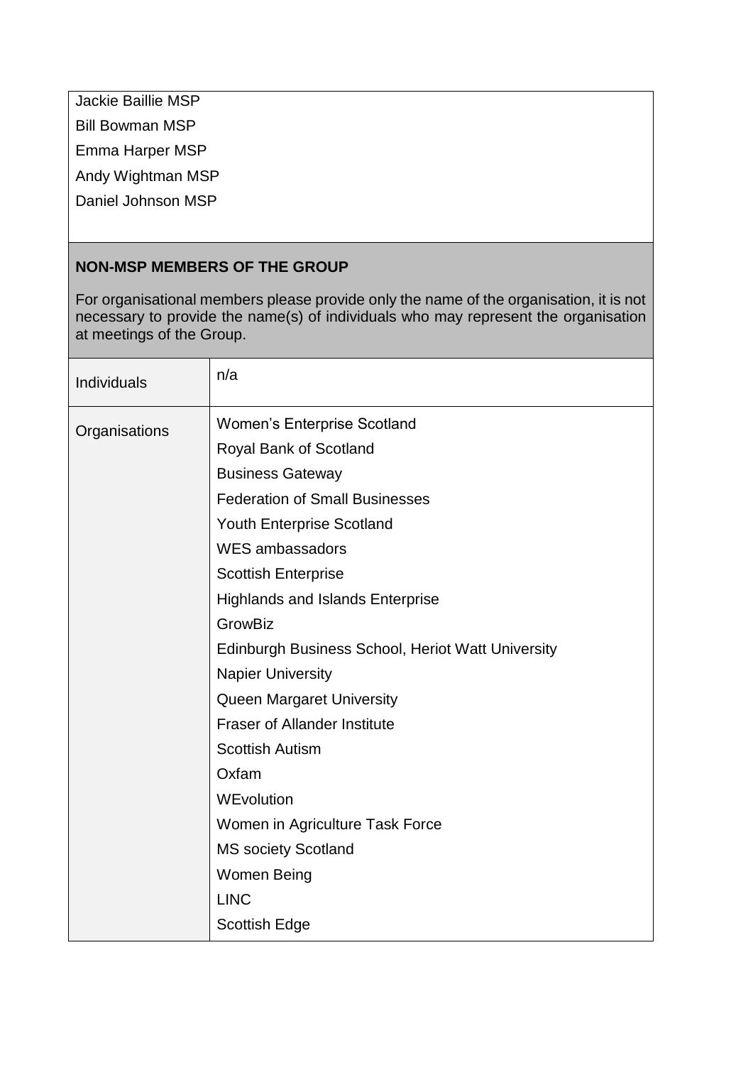Jackie Baillie MSP
Bill Bowman MSP
Emma Harper MSP
Andy Wightman MSP
Daniel Johnson MSP

**NON-MSP MEMBERS OF THE GROUP**

For organisational members please provide only the name of the organisation, it is not necessary to provide the name(s) of individuals who may represent the organisation at meetings of the Group.

| | |
|---|---|
| Individuals | n/a |
| Organisations | Women's Enterprise Scotland<br>Royal Bank of Scotland<br>Business Gateway<br>Federation of Small Businesses<br>Youth Enterprise Scotland<br>WES ambassadors<br>Scottish Enterprise<br>Highlands and Islands Enterprise<br>GrowBiz<br>Edinburgh Business School, Heriot Watt University<br>Napier University<br>Queen Margaret University<br>Fraser of Allander Institute<br>Scottish Autism<br>Oxfam<br>WEvolution<br>Women in Agriculture Task Force<br>MS society Scotland<br>Women Being<br>LINC<br>Scottish Edge |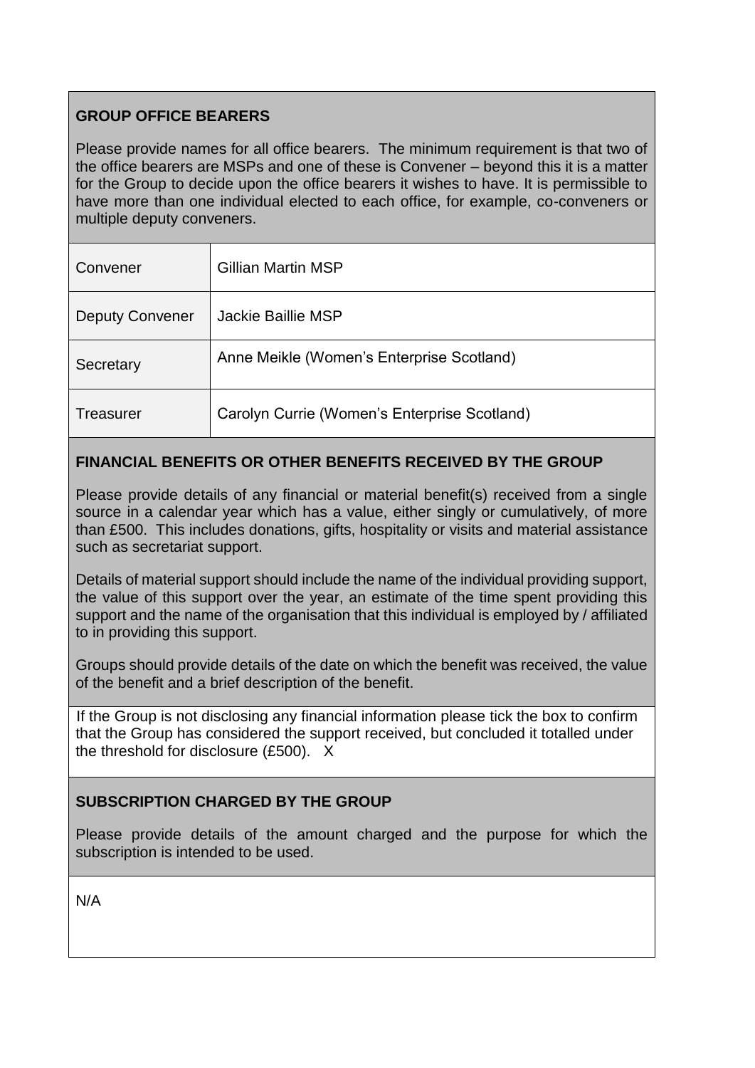## GROUP OFFICE BEARERS

Please provide names for all office bearers. The minimum requirement is that two of the office bearers are MSPs and one of these is Convener – beyond this it is a matter for the Group to decide upon the office bearers it wishes to have. It is permissible to have more than one individual elected to each office, for example, co-conveners or multiple deputy conveners.

| | |
|---|---|
| Convener | Gillian Martin MSP |
| Deputy Convener | Jackie Baillie MSP |
| Secretary | Anne Meikle (Women's Enterprise Scotland) |
| Treasurer | Carolyn Currie (Women's Enterprise Scotland) |

## FINANCIAL BENEFITS OR OTHER BENEFITS RECEIVED BY THE GROUP

Please provide details of any financial or material benefit(s) received from a single source in a calendar year which has a value, either singly or cumulatively, of more than £500. This includes donations, gifts, hospitality or visits and material assistance such as secretariat support.

Details of material support should include the name of the individual providing support, the value of this support over the year, an estimate of the time spent providing this support and the name of the organisation that this individual is employed by / affiliated to in providing this support.

Groups should provide details of the date on which the benefit was received, the value of the benefit and a brief description of the benefit.

If the Group is not disclosing any financial information please tick the box to confirm that the Group has considered the support received, but concluded it totalled under the threshold for disclosure (£500). X

## SUBSCRIPTION CHARGED BY THE GROUP

Please provide details of the amount charged and the purpose for which the subscription is intended to be used.

N/A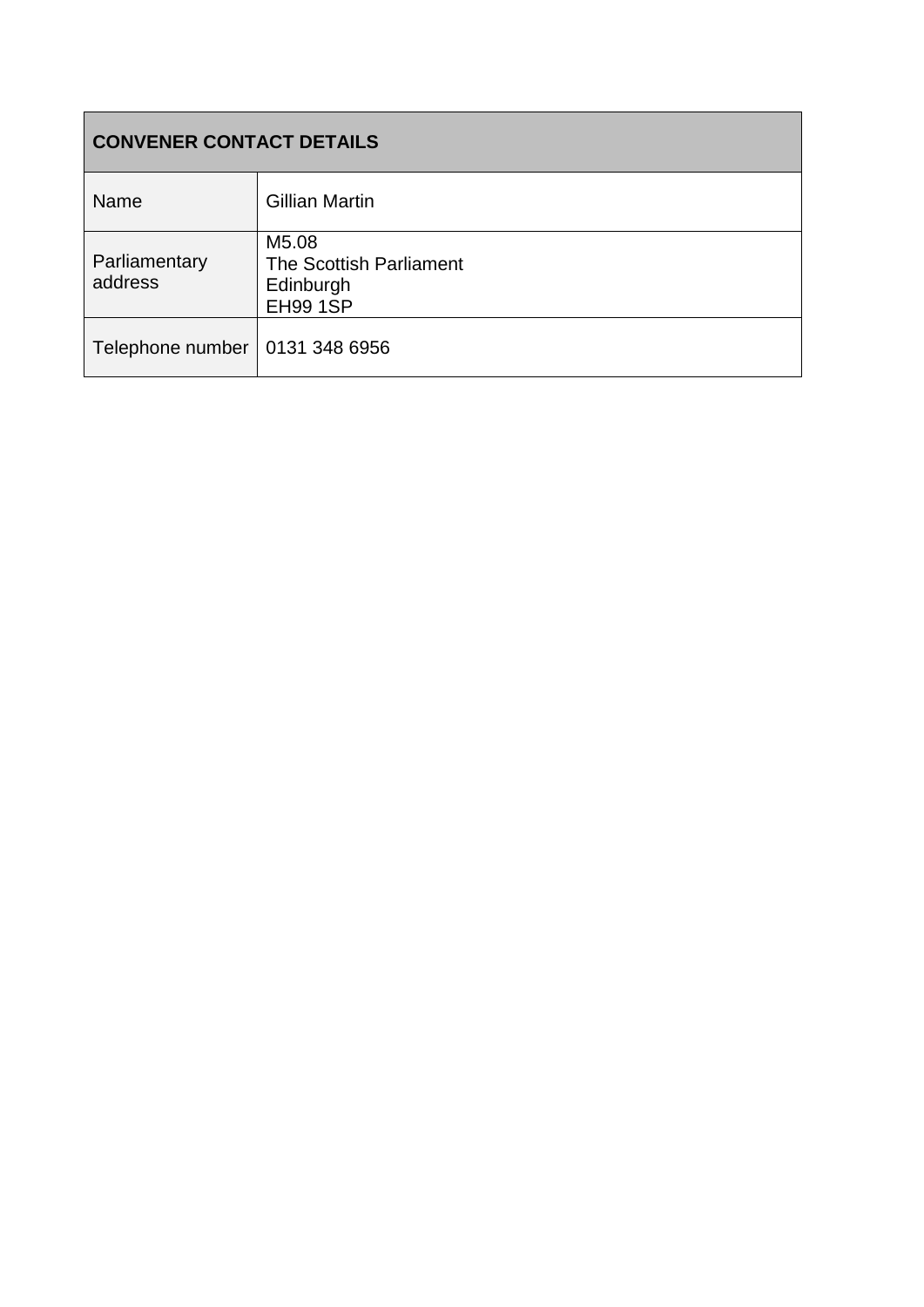| CONVENER CONTACT DETAILS | |
|---|---|
| Name | Gillian Martin |
| Parliamentary address | M5.08<br>The Scottish Parliament<br>Edinburgh<br>EH99 1SP |
| Telephone number | 0131 348 6956 |